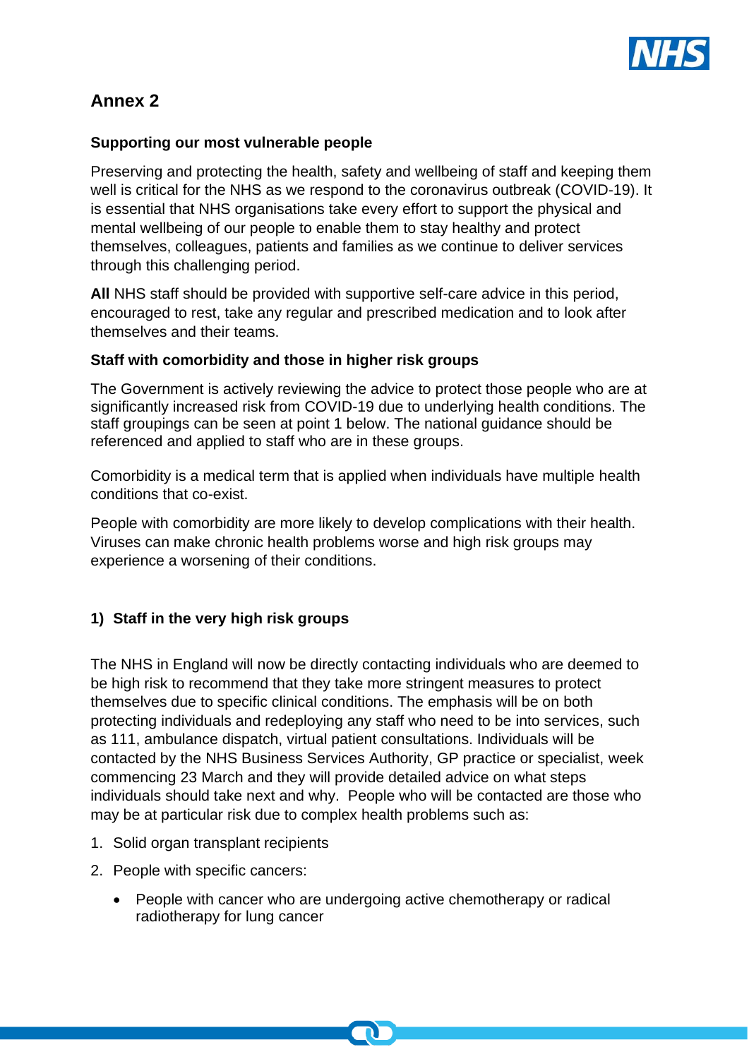## Annex 2

**Supporting our most vulnerable people**

Preserving and protecting the health, safety and wellbeing of staff and keeping them well is critical for the NHS as we respond to the coronavirus outbreak (COVID-19). It is essential that NHS organisations take every effort to support the physical and mental wellbeing of our people to enable them to stay healthy and protect themselves, colleagues, patients and families as we continue to deliver services through this challenging period.

**All** NHS staff should be provided with supportive self-care advice in this period, encouraged to rest, take any regular and prescribed medication and to look after themselves and their teams.

**Staff with comorbidity and those in higher risk groups**

The Government is actively reviewing the advice to protect those people who are at significantly increased risk from COVID-19 due to underlying health conditions. The staff groupings can be seen at point 1 below. The national guidance should be referenced and applied to staff who are in these groups.

Comorbidity is a medical term that is applied when individuals have multiple health conditions that co-exist.

People with comorbidity are more likely to develop complications with their health. Viruses can make chronic health problems worse and high risk groups may experience a worsening of their conditions.

**1) Staff in the very high risk groups**

The NHS in England will now be directly contacting individuals who are deemed to be high risk to recommend that they take more stringent measures to protect themselves due to specific clinical conditions. The emphasis will be on both protecting individuals and redeploying any staff who need to be into services, such as 111, ambulance dispatch, virtual patient consultations. Individuals will be contacted by the NHS Business Services Authority, GP practice or specialist, week commencing 23 March and they will provide detailed advice on what steps individuals should take next and why. People who will be contacted are those who may be at particular risk due to complex health problems such as:

1. Solid organ transplant recipients
2. People with specific cancers:
   - People with cancer who are undergoing active chemotherapy or radical radiotherapy for lung cancer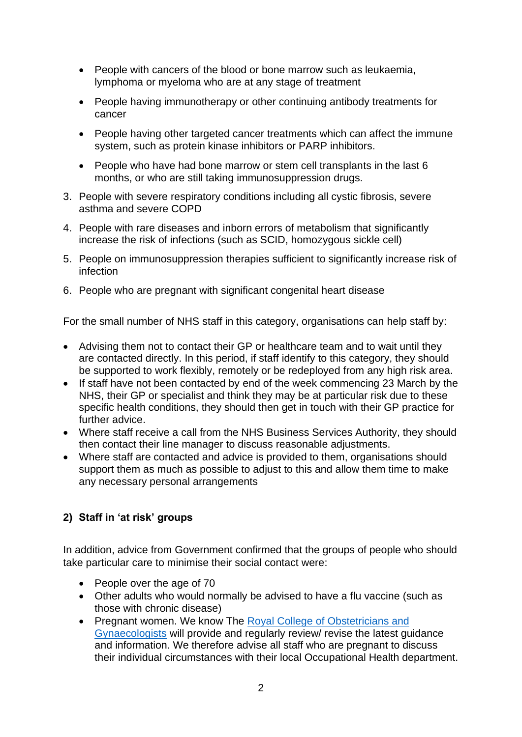- People with cancers of the blood or bone marrow such as leukaemia, lymphoma or myeloma who are at any stage of treatment
- People having immunotherapy or other continuing antibody treatments for cancer
- People having other targeted cancer treatments which can affect the immune system, such as protein kinase inhibitors or PARP inhibitors.
- People who have had bone marrow or stem cell transplants in the last 6 months, or who are still taking immunosuppression drugs.

3. People with severe respiratory conditions including all cystic fibrosis, severe asthma and severe COPD
4. People with rare diseases and inborn errors of metabolism that significantly increase the risk of infections (such as SCID, homozygous sickle cell)
5. People on immunosuppression therapies sufficient to significantly increase risk of infection
6. People who are pregnant with significant congenital heart disease

For the small number of NHS staff in this category, organisations can help staff by:

- Advising them not to contact their GP or healthcare team and to wait until they are contacted directly. In this period, if staff identify to this category, they should be supported to work flexibly, remotely or be redeployed from any high risk area.
- If staff have not been contacted by end of the week commencing 23 March by the NHS, their GP or specialist and think they may be at particular risk due to these specific health conditions, they should then get in touch with their GP practice for further advice.
- Where staff receive a call from the NHS Business Services Authority, they should then contact their line manager to discuss reasonable adjustments.
- Where staff are contacted and advice is provided to them, organisations should support them as much as possible to adjust to this and allow them time to make any necessary personal arrangements

### 2) Staff in 'at risk' groups

In addition, advice from Government confirmed that the groups of people who should take particular care to minimise their social contact were:

- People over the age of 70
- Other adults who would normally be advised to have a flu vaccine (such as those with chronic disease)
- Pregnant women. We know The Royal College of Obstetricians and Gynaecologists will provide and regularly review/ revise the latest guidance and information. We therefore advise all staff who are pregnant to discuss their individual circumstances with their local Occupational Health department.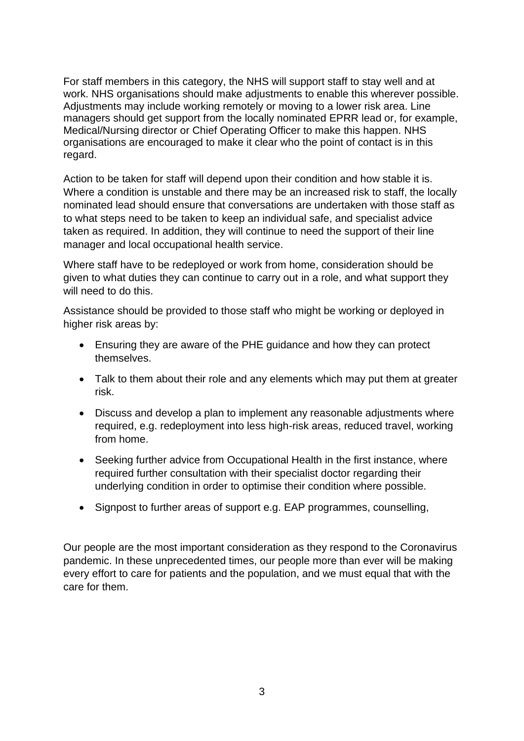For staff members in this category, the NHS will support staff to stay well and at work. NHS organisations should make adjustments to enable this wherever possible. Adjustments may include working remotely or moving to a lower risk area. Line managers should get support from the locally nominated EPRR lead or, for example, Medical/Nursing director or Chief Operating Officer to make this happen. NHS organisations are encouraged to make it clear who the point of contact is in this regard.

Action to be taken for staff will depend upon their condition and how stable it is. Where a condition is unstable and there may be an increased risk to staff, the locally nominated lead should ensure that conversations are undertaken with those staff as to what steps need to be taken to keep an individual safe, and specialist advice taken as required. In addition, they will continue to need the support of their line manager and local occupational health service.

Where staff have to be redeployed or work from home, consideration should be given to what duties they can continue to carry out in a role, and what support they will need to do this.

Assistance should be provided to those staff who might be working or deployed in higher risk areas by:

- Ensuring they are aware of the PHE guidance and how they can protect themselves.
- Talk to them about their role and any elements which may put them at greater risk.
- Discuss and develop a plan to implement any reasonable adjustments where required, e.g. redeployment into less high-risk areas, reduced travel, working from home.
- Seeking further advice from Occupational Health in the first instance, where required further consultation with their specialist doctor regarding their underlying condition in order to optimise their condition where possible.
- Signpost to further areas of support e.g. EAP programmes, counselling,

Our people are the most important consideration as they respond to the Coronavirus pandemic. In these unprecedented times, our people more than ever will be making every effort to care for patients and the population, and we must equal that with the care for them.